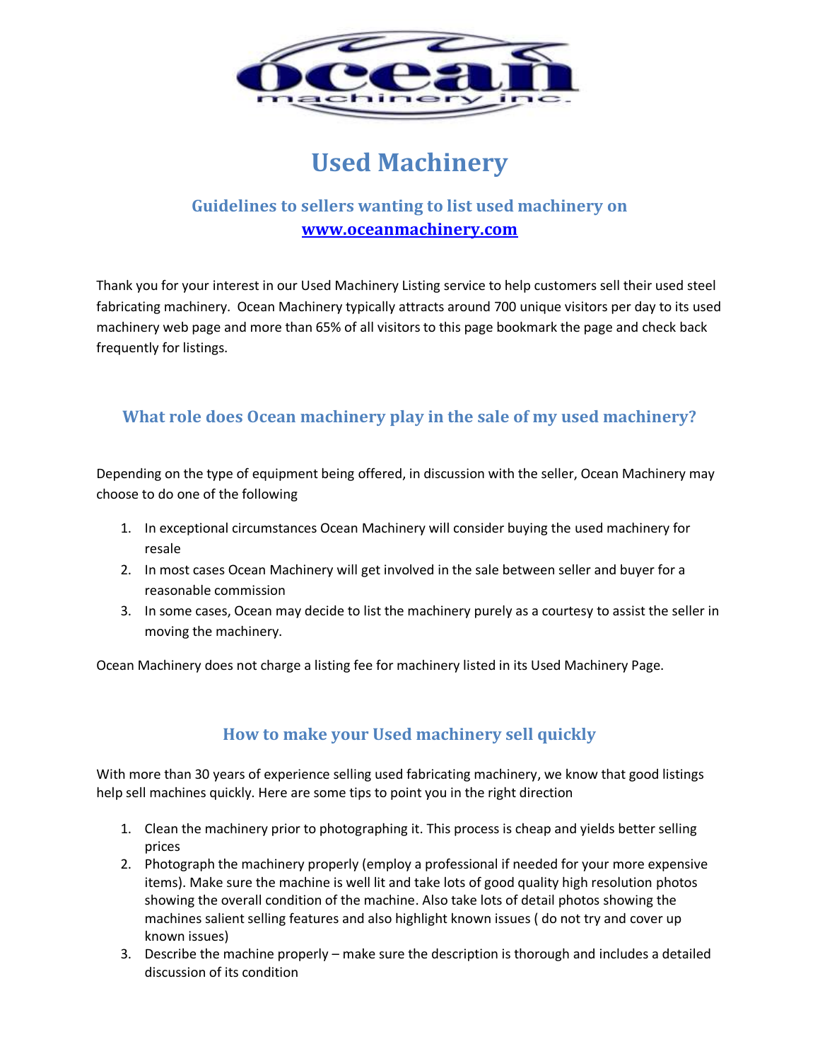# Used Machinery

## Guidelines to sellers wanting to list used machinery on [www.oceanmachinery.com](http://www.oceanmachinery.com)

Thank you for your interest in our Used Machinery Listing service to help customers sell their used steel fabricating machinery. Ocean Machinery typically attracts around 700 unique visitors per day to its used machinery web page and more than 65% of all visitors to this page bookmark the page and check back frequently for listings.

### What role does Ocean machinery play in the sale of my used machinery?

Depending on the type of equipment being offered, in discussion with the seller, Ocean Machinery may choose to do one of the following

1. In exceptional circumstances Ocean Machinery will consider buying the used machinery for resale
2. In most cases Ocean Machinery will get involved in the sale between seller and buyer for a reasonable commission
3. In some cases, Ocean may decide to list the machinery purely as a courtesy to assist the seller in moving the machinery.

Ocean Machinery does not charge a listing fee for machinery listed in its Used Machinery Page.

### How to make your Used machinery sell quickly

With more than 30 years of experience selling used fabricating machinery, we know that good listings help sell machines quickly. Here are some tips to point you in the right direction

1. Clean the machinery prior to photographing it. This process is cheap and yields better selling prices
2. Photograph the machinery properly (employ a professional if needed for your more expensive items). Make sure the machine is well lit and take lots of good quality high resolution photos showing the overall condition of the machine. Also take lots of detail photos showing the machines salient selling features and also highlight known issues ( do not try and cover up known issues)
3. Describe the machine properly – make sure the description is thorough and includes a detailed discussion of its condition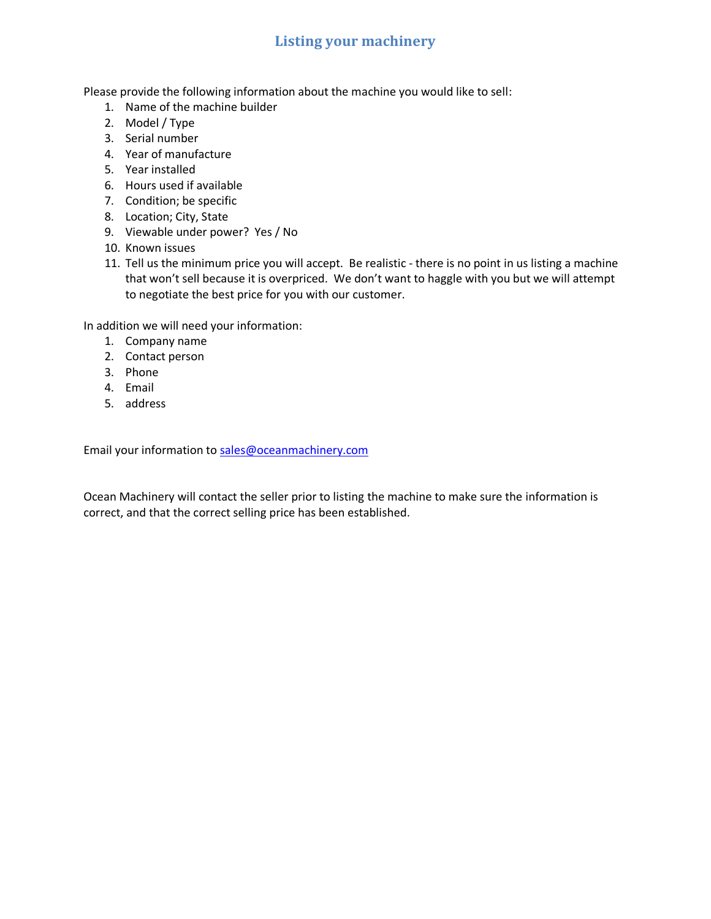# Listing your machinery

Please provide the following information about the machine you would like to sell:

1. Name of the machine builder
2. Model / Type
3. Serial number
4. Year of manufacture
5. Year installed
6. Hours used if available
7. Condition; be specific
8. Location; City, State
9. Viewable under power? Yes / No
10. Known issues
11. Tell us the minimum price you will accept. Be realistic - there is no point in us listing a machine that won't sell because it is overpriced. We don't want to haggle with you but we will attempt to negotiate the best price for you with our customer.

In addition we will need your information:

1. Company name
2. Contact person
3. Phone
4. Email
5. address

Email your information to sales@oceanmachinery.com

Ocean Machinery will contact the seller prior to listing the machine to make sure the information is correct, and that the correct selling price has been established.